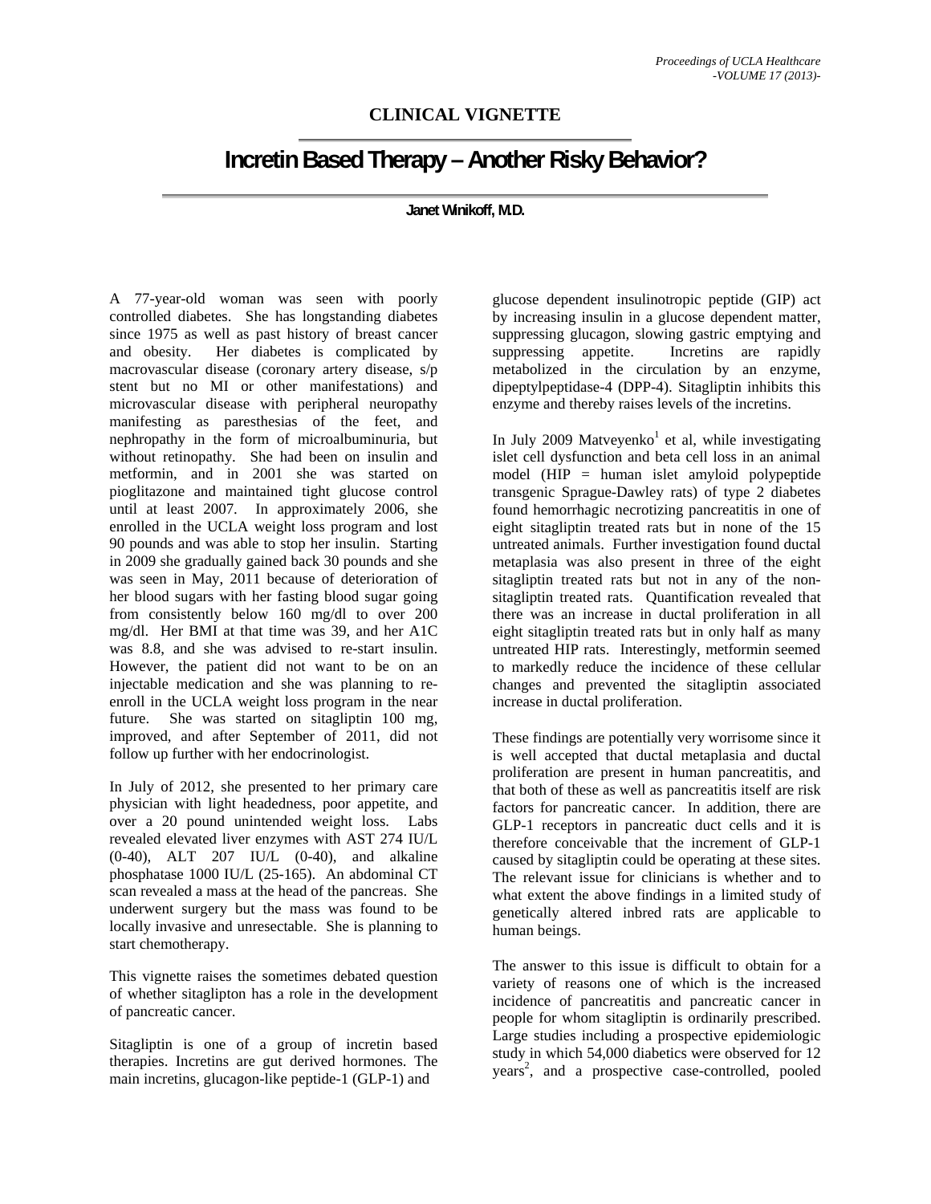**CLINICAL VIGNETTE**

# Incretin Based Therapy – Another Risky Behavior?

**Janet Winikoff, M.D.**

A 77-year-old woman was seen with poorly controlled diabetes. She has longstanding diabetes since 1975 as well as past history of breast cancer and obesity. Her diabetes is complicated by macrovascular disease (coronary artery disease, s/p stent but no MI or other manifestations) and microvascular disease with peripheral neuropathy manifesting as paresthesias of the feet, and nephropathy in the form of microalbuminuria, but without retinopathy. She had been on insulin and metformin, and in 2001 she was started on pioglitazone and maintained tight glucose control until at least 2007. In approximately 2006, she enrolled in the UCLA weight loss program and lost 90 pounds and was able to stop her insulin. Starting in 2009 she gradually gained back 30 pounds and she was seen in May, 2011 because of deterioration of her blood sugars with her fasting blood sugar going from consistently below 160 mg/dl to over 200 mg/dl. Her BMI at that time was 39, and her A1C was 8.8, and she was advised to re-start insulin. However, the patient did not want to be on an injectable medication and she was planning to re-enroll in the UCLA weight loss program in the near future. She was started on sitagliptin 100 mg, improved, and after September of 2011, did not follow up further with her endocrinologist.

In July of 2012, she presented to her primary care physician with light headedness, poor appetite, and over a 20 pound unintended weight loss. Labs revealed elevated liver enzymes with AST 274 IU/L (0-40), ALT 207 IU/L (0-40), and alkaline phosphatase 1000 IU/L (25-165). An abdominal CT scan revealed a mass at the head of the pancreas. She underwent surgery but the mass was found to be locally invasive and unresectable. She is planning to start chemotherapy.

This vignette raises the sometimes debated question of whether sitaglipton has a role in the development of pancreatic cancer.

Sitagliptin is one of a group of incretin based therapies. Incretins are gut derived hormones. The main incretins, glucagon-like peptide-1 (GLP-1) and glucose dependent insulinotropic peptide (GIP) act by increasing insulin in a glucose dependent matter, suppressing glucagon, slowing gastric emptying and suppressing appetite. Incretins are rapidly metabolized in the circulation by an enzyme, dipeptylpeptidase-4 (DPP-4). Sitagliptin inhibits this enzyme and thereby raises levels of the incretins.

In July 2009 Matveyenko[1] et al, while investigating islet cell dysfunction and beta cell loss in an animal model (HIP = human islet amyloid polypeptide transgenic Sprague-Dawley rats) of type 2 diabetes found hemorrhagic necrotizing pancreatitis in one of eight sitagliptin treated rats but in none of the 15 untreated animals. Further investigation found ductal metaplasia was also present in three of the eight sitagliptin treated rats but not in any of the non-sitagliptin treated rats. Quantification revealed that there was an increase in ductal proliferation in all eight sitagliptin treated rats but in only half as many untreated HIP rats. Interestingly, metformin seemed to markedly reduce the incidence of these cellular changes and prevented the sitagliptin associated increase in ductal proliferation.

These findings are potentially very worrisome since it is well accepted that ductal metaplasia and ductal proliferation are present in human pancreatitis, and that both of these as well as pancreatitis itself are risk factors for pancreatic cancer. In addition, there are GLP-1 receptors in pancreatic duct cells and it is therefore conceivable that the increment of GLP-1 caused by sitagliptin could be operating at these sites. The relevant issue for clinicians is whether and to what extent the above findings in a limited study of genetically altered inbred rats are applicable to human beings.

The answer to this issue is difficult to obtain for a variety of reasons one of which is the increased incidence of pancreatitis and pancreatic cancer in people for whom sitagliptin is ordinarily prescribed. Large studies including a prospective epidemiologic study in which 54,000 diabetics were observed for 12 years[2], and a prospective case-controlled, pooled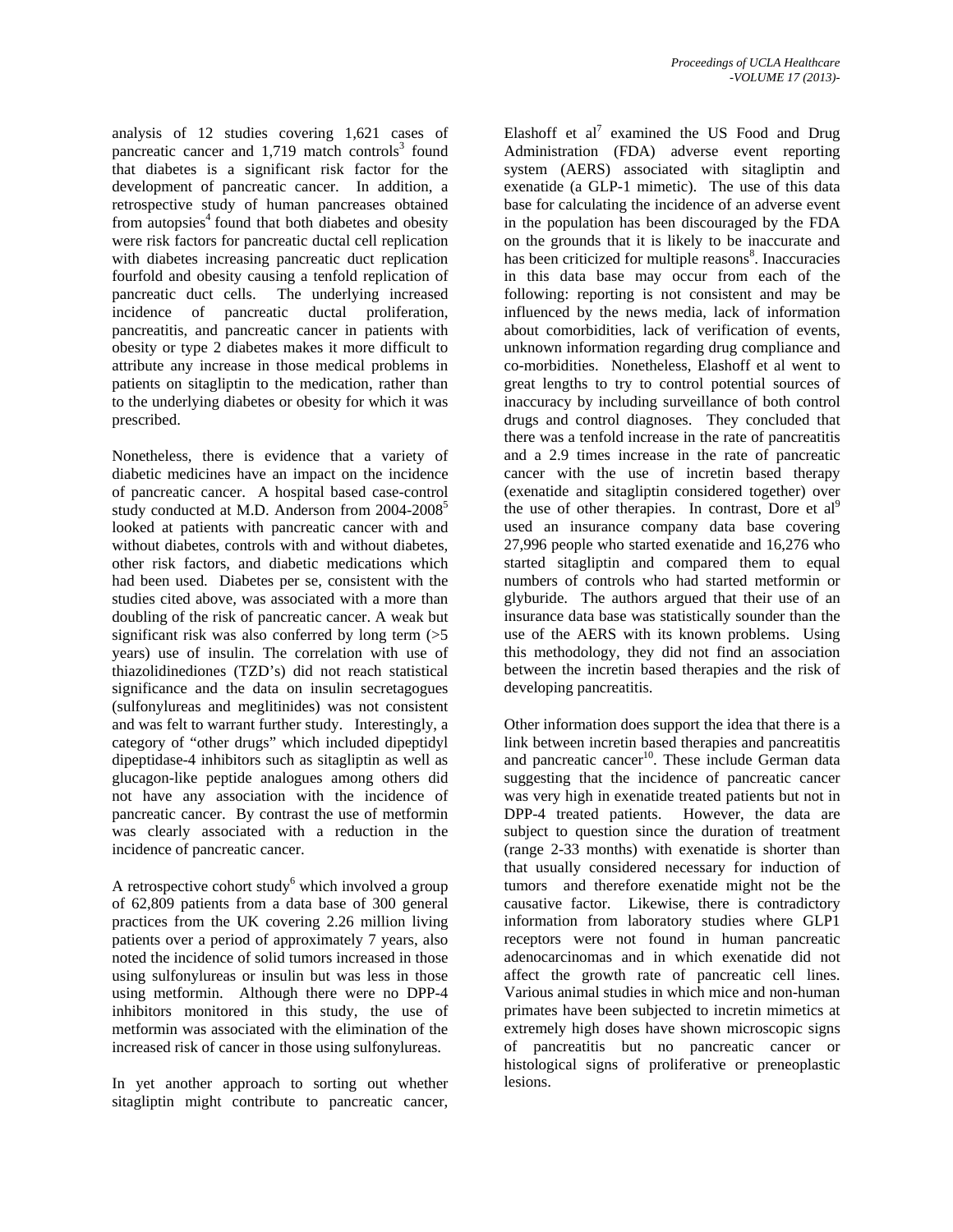analysis of 12 studies covering 1,621 cases of pancreatic cancer and 1,719 match controls[3] found that diabetes is a significant risk factor for the development of pancreatic cancer. In addition, a retrospective study of human pancreases obtained from autopsies[4] found that both diabetes and obesity were risk factors for pancreatic ductal cell replication with diabetes increasing pancreatic duct replication fourfold and obesity causing a tenfold replication of pancreatic duct cells. The underlying increased incidence of pancreatic ductal proliferation, pancreatitis, and pancreatic cancer in patients with obesity or type 2 diabetes makes it more difficult to attribute any increase in those medical problems in patients on sitagliptin to the medication, rather than to the underlying diabetes or obesity for which it was prescribed.

Nonetheless, there is evidence that a variety of diabetic medicines have an impact on the incidence of pancreatic cancer. A hospital based case-control study conducted at M.D. Anderson from 2004-2008[5] looked at patients with pancreatic cancer with and without diabetes, controls with and without diabetes, other risk factors, and diabetic medications which had been used. Diabetes per se, consistent with the studies cited above, was associated with a more than doubling of the risk of pancreatic cancer. A weak but significant risk was also conferred by long term (>5 years) use of insulin. The correlation with use of thiazolidinediones (TZD's) did not reach statistical significance and the data on insulin secretagogues (sulfonylureas and meglitinides) was not consistent and was felt to warrant further study. Interestingly, a category of "other drugs" which included dipeptidyl dipeptidase-4 inhibitors such as sitagliptin as well as glucagon-like peptide analogues among others did not have any association with the incidence of pancreatic cancer. By contrast the use of metformin was clearly associated with a reduction in the incidence of pancreatic cancer.

A retrospective cohort study[6] which involved a group of 62,809 patients from a data base of 300 general practices from the UK covering 2.26 million living patients over a period of approximately 7 years, also noted the incidence of solid tumors increased in those using sulfonylureas or insulin but was less in those using metformin. Although there were no DPP-4 inhibitors monitored in this study, the use of metformin was associated with the elimination of the increased risk of cancer in those using sulfonylureas.

In yet another approach to sorting out whether sitagliptin might contribute to pancreatic cancer, Elashoff et al[7] examined the US Food and Drug Administration (FDA) adverse event reporting system (AERS) associated with sitagliptin and exenatide (a GLP-1 mimetic). The use of this data base for calculating the incidence of an adverse event in the population has been discouraged by the FDA on the grounds that it is likely to be inaccurate and has been criticized for multiple reasons[8]. Inaccuracies in this data base may occur from each of the following: reporting is not consistent and may be influenced by the news media, lack of information about comorbidities, lack of verification of events, unknown information regarding drug compliance and co-morbidities. Nonetheless, Elashoff et al went to great lengths to try to control potential sources of inaccuracy by including surveillance of both control drugs and control diagnoses. They concluded that there was a tenfold increase in the rate of pancreatitis and a 2.9 times increase in the rate of pancreatic cancer with the use of incretin based therapy (exenatide and sitagliptin considered together) over the use of other therapies. In contrast, Dore et al[9] used an insurance company data base covering 27,996 people who started exenatide and 16,276 who started sitagliptin and compared them to equal numbers of controls who had started metformin or glyburide. The authors argued that their use of an insurance data base was statistically sounder than the use of the AERS with its known problems. Using this methodology, they did not find an association between the incretin based therapies and the risk of developing pancreatitis.

Other information does support the idea that there is a link between incretin based therapies and pancreatitis and pancreatic cancer[10]. These include German data suggesting that the incidence of pancreatic cancer was very high in exenatide treated patients but not in DPP-4 treated patients. However, the data are subject to question since the duration of treatment (range 2-33 months) with exenatide is shorter than that usually considered necessary for induction of tumors and therefore exenatide might not be the causative factor. Likewise, there is contradictory information from laboratory studies where GLP1 receptors were not found in human pancreatic adenocarcinomas and in which exenatide did not affect the growth rate of pancreatic cell lines. Various animal studies in which mice and non-human primates have been subjected to incretin mimetics at extremely high doses have shown microscopic signs of pancreatitis but no pancreatic cancer or histological signs of proliferative or preneoplastic lesions.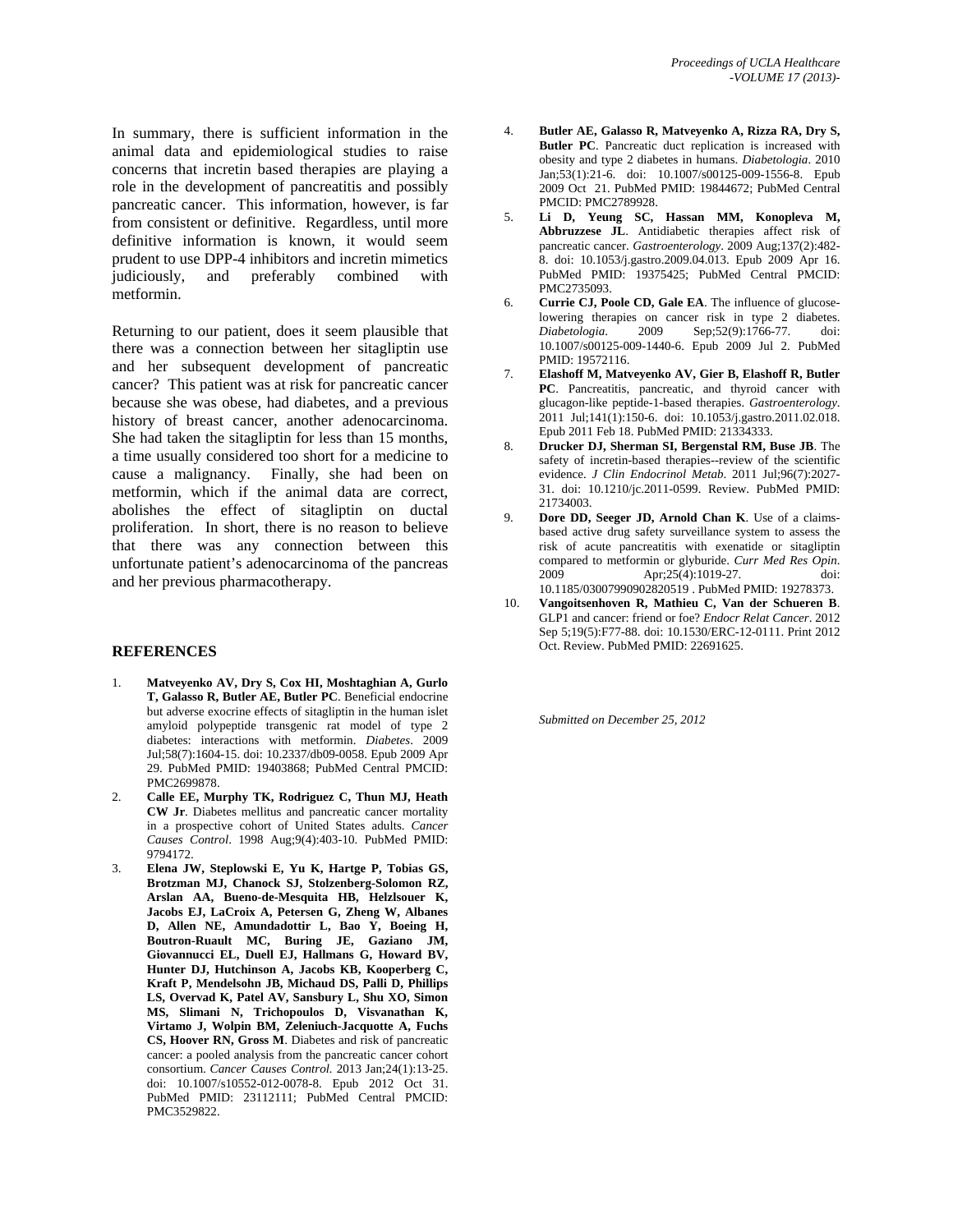In summary, there is sufficient information in the animal data and epidemiological studies to raise concerns that incretin based therapies are playing a role in the development of pancreatitis and possibly pancreatic cancer. This information, however, is far from consistent or definitive. Regardless, until more definitive information is known, it would seem prudent to use DPP-4 inhibitors and incretin mimetics judiciously, and preferably combined with metformin.

Returning to our patient, does it seem plausible that there was a connection between her sitagliptin use and her subsequent development of pancreatic cancer? This patient was at risk for pancreatic cancer because she was obese, had diabetes, and a previous history of breast cancer, another adenocarcinoma. She had taken the sitagliptin for less than 15 months, a time usually considered too short for a medicine to cause a malignancy. Finally, she had been on metformin, which if the animal data are correct, abolishes the effect of sitagliptin on ductal proliferation. In short, there is no reason to believe that there was any connection between this unfortunate patient's adenocarcinoma of the pancreas and her previous pharmacotherapy.

## REFERENCES

1. **Matveyenko AV, Dry S, Cox HI, Moshtaghian A, Gurlo T, Galasso R, Butler AE, Butler PC**. Beneficial endocrine but adverse exocrine effects of sitagliptin in the human islet amyloid polypeptide transgenic rat model of type 2 diabetes: interactions with metformin. *Diabetes*. 2009 Jul;58(7):1604-15. doi: 10.2337/db09-0058. Epub 2009 Apr 29. PubMed PMID: 19403868; PubMed Central PMCID: PMC2699878.
2. **Calle EE, Murphy TK, Rodriguez C, Thun MJ, Heath CW Jr**. Diabetes mellitus and pancreatic cancer mortality in a prospective cohort of United States adults. *Cancer Causes Control*. 1998 Aug;9(4):403-10. PubMed PMID: 9794172.
3. **Elena JW, Steplowski E, Yu K, Hartge P, Tobias GS, Brotzman MJ, Chanock SJ, Stolzenberg-Solomon RZ, Arslan AA, Bueno-de-Mesquita HB, Helzlsouer K, Jacobs EJ, LaCroix A, Petersen G, Zheng W, Albanes D, Allen NE, Amundadottir L, Bao Y, Boeing H, Boutron-Ruault MC, Buring JE, Gaziano JM, Giovannucci EL, Duell EJ, Hallmans G, Howard BV, Hunter DJ, Hutchinson A, Jacobs KB, Kooperberg C, Kraft P, Mendelsohn JB, Michaud DS, Palli D, Phillips LS, Overvad K, Patel AV, Sansbury L, Shu XO, Simon MS, Slimani N, Trichopoulos D, Visvanathan K, Virtamo J, Wolpin BM, Zeleniuch-Jacquotte A, Fuchs CS, Hoover RN, Gross M**. Diabetes and risk of pancreatic cancer: a pooled analysis from the pancreatic cancer cohort consortium. *Cancer Causes Control.* 2013 Jan;24(1):13-25. doi: 10.1007/s10552-012-0078-8. Epub 2012 Oct 31. PubMed PMID: 23112111; PubMed Central PMCID: PMC3529822.
4. **Butler AE, Galasso R, Matveyenko A, Rizza RA, Dry S, Butler PC**. Pancreatic duct replication is increased with obesity and type 2 diabetes in humans. *Diabetologia*. 2010 Jan;53(1):21-6. doi: 10.1007/s00125-009-1556-8. Epub 2009 Oct 21. PubMed PMID: 19844672; PubMed Central PMCID: PMC2789928.
5. **Li D, Yeung SC, Hassan MM, Konopleva M, Abbruzzese JL**. Antidiabetic therapies affect risk of pancreatic cancer. *Gastroenterology*. 2009 Aug;137(2):482-8. doi: 10.1053/j.gastro.2009.04.013. Epub 2009 Apr 16. PubMed PMID: 19375425; PubMed Central PMCID: PMC2735093.
6. **Currie CJ, Poole CD, Gale EA**. The influence of glucose-lowering therapies on cancer risk in type 2 diabetes. *Diabetologia*. 2009 Sep;52(9):1766-77. doi: 10.1007/s00125-009-1440-6. Epub 2009 Jul 2. PubMed PMID: 19572116.
7. **Elashoff M, Matveyenko AV, Gier B, Elashoff R, Butler PC**. Pancreatitis, pancreatic, and thyroid cancer with glucagon-like peptide-1-based therapies. *Gastroenterology*. 2011 Jul;141(1):150-6. doi: 10.1053/j.gastro.2011.02.018. Epub 2011 Feb 18. PubMed PMID: 21334333.
8. **Drucker DJ, Sherman SI, Bergenstal RM, Buse JB**. The safety of incretin-based therapies--review of the scientific evidence. *J Clin Endocrinol Metab*. 2011 Jul;96(7):2027-31. doi: 10.1210/jc.2011-0599. Review. PubMed PMID: 21734003.
9. **Dore DD, Seeger JD, Arnold Chan K**. Use of a claims-based active drug safety surveillance system to assess the risk of acute pancreatitis with exenatide or sitagliptin compared to metformin or glyburide. *Curr Med Res Opin*. 2009 Apr;25(4):1019-27. doi: 10.1185/03007990902820519 . PubMed PMID: 19278373.
10. **Vangoitsenhoven R, Mathieu C, Van der Schueren B**. GLP1 and cancer: friend or foe? *Endocr Relat Cancer*. 2012 Sep 5;19(5):F77-88. doi: 10.1530/ERC-12-0111. Print 2012 Oct. Review. PubMed PMID: 22691625.

*Submitted on December 25, 2012*